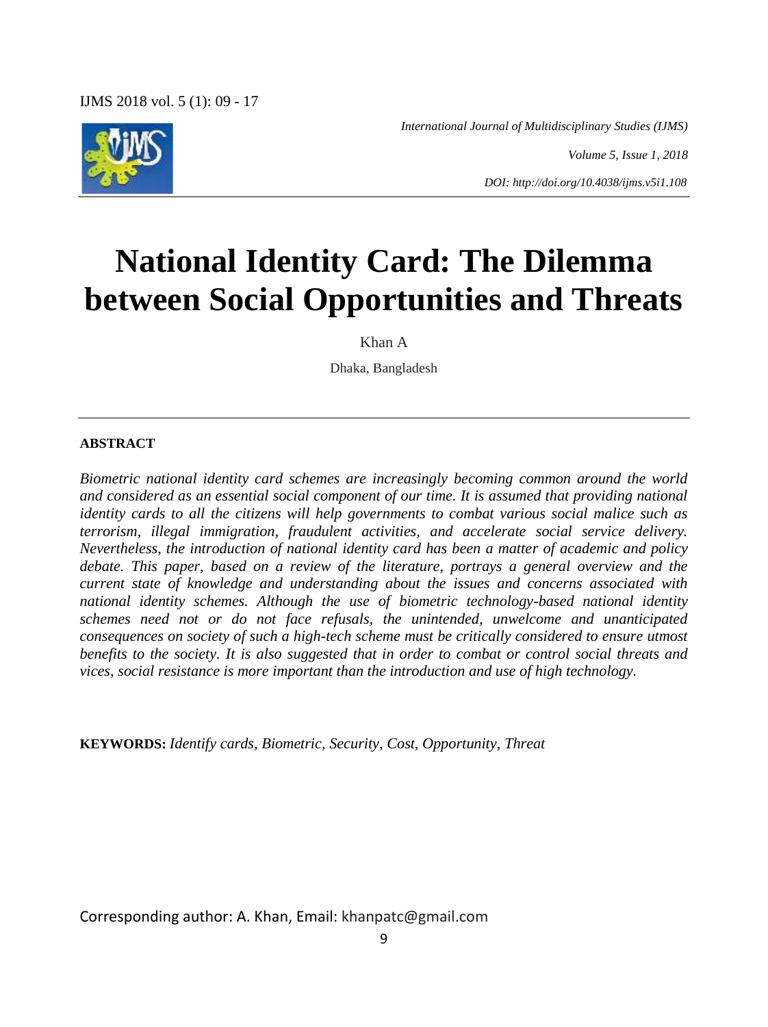# National Identity Card: The Dilemma between Social Opportunities and Threats

Khan A

Dhaka, Bangladesh

## ABSTRACT

*Biometric national identity card schemes are increasingly becoming common around the world and considered as an essential social component of our time. It is assumed that providing national identity cards to all the citizens will help governments to combat various social malice such as terrorism, illegal immigration, fraudulent activities, and accelerate social service delivery. Nevertheless, the introduction of national identity card has been a matter of academic and policy debate. This paper, based on a review of the literature, portrays a general overview and the current state of knowledge and understanding about the issues and concerns associated with national identity schemes. Although the use of biometric technology-based national identity schemes need not or do not face refusals, the unintended, unwelcome and unanticipated consequences on society of such a high-tech scheme must be critically considered to ensure utmost benefits to the society. It is also suggested that in order to combat or control social threats and vices, social resistance is more important than the introduction and use of high technology.*

**KEYWORDS:** *Identify cards, Biometric, Security, Cost, Opportunity, Threat*

Corresponding author: A. Khan, Email: khanpatc@gmail.com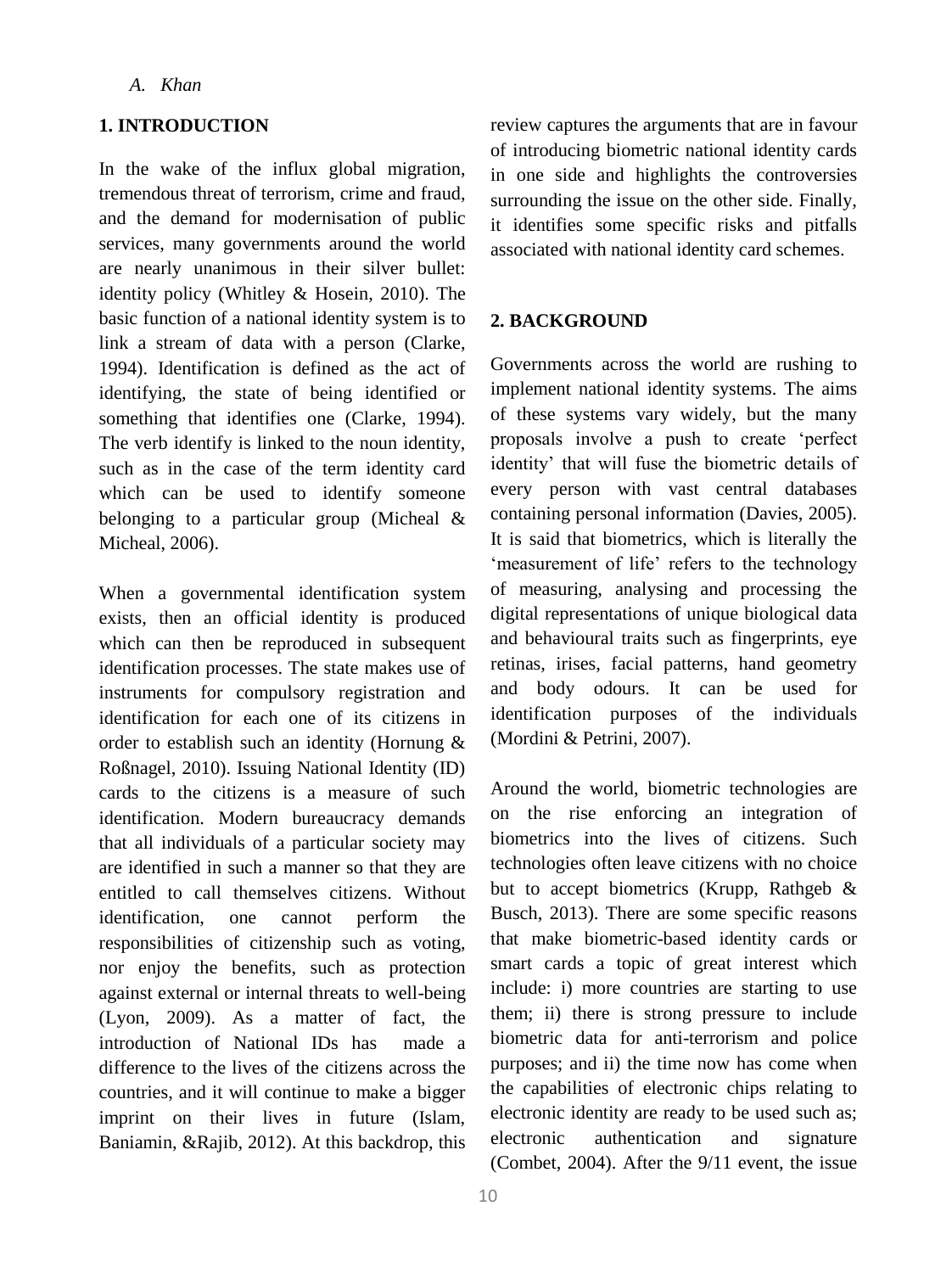## 1. INTRODUCTION

In the wake of the influx global migration, tremendous threat of terrorism, crime and fraud, and the demand for modernisation of public services, many governments around the world are nearly unanimous in their silver bullet: identity policy (Whitley & Hosein, 2010). The basic function of a national identity system is to link a stream of data with a person (Clarke, 1994). Identification is defined as the act of identifying, the state of being identified or something that identifies one (Clarke, 1994). The verb identify is linked to the noun identity, such as in the case of the term identity card which can be used to identify someone belonging to a particular group (Micheal & Micheal, 2006).

When a governmental identification system exists, then an official identity is produced which can then be reproduced in subsequent identification processes. The state makes use of instruments for compulsory registration and identification for each one of its citizens in order to establish such an identity (Hornung & Roßnagel, 2010). Issuing National Identity (ID) cards to the citizens is a measure of such identification. Modern bureaucracy demands that all individuals of a particular society may are identified in such a manner so that they are entitled to call themselves citizens. Without identification, one cannot perform the responsibilities of citizenship such as voting, nor enjoy the benefits, such as protection against external or internal threats to well-being (Lyon, 2009). As a matter of fact, the introduction of National IDs has made a difference to the lives of the citizens across the countries, and it will continue to make a bigger imprint on their lives in future (Islam, Baniamin, &Rajib, 2012). At this backdrop, this review captures the arguments that are in favour of introducing biometric national identity cards in one side and highlights the controversies surrounding the issue on the other side. Finally, it identifies some specific risks and pitfalls associated with national identity card schemes.

## 2. BACKGROUND

Governments across the world are rushing to implement national identity systems. The aims of these systems vary widely, but the many proposals involve a push to create 'perfect identity' that will fuse the biometric details of every person with vast central databases containing personal information (Davies, 2005). It is said that biometrics, which is literally the 'measurement of life' refers to the technology of measuring, analysing and processing the digital representations of unique biological data and behavioural traits such as fingerprints, eye retinas, irises, facial patterns, hand geometry and body odours. It can be used for identification purposes of the individuals (Mordini & Petrini, 2007).

Around the world, biometric technologies are on the rise enforcing an integration of biometrics into the lives of citizens. Such technologies often leave citizens with no choice but to accept biometrics (Krupp, Rathgeb & Busch, 2013). There are some specific reasons that make biometric-based identity cards or smart cards a topic of great interest which include: i) more countries are starting to use them; ii) there is strong pressure to include biometric data for anti-terrorism and police purposes; and ii) the time now has come when the capabilities of electronic chips relating to electronic identity are ready to be used such as; electronic authentication and signature (Combet, 2004). After the 9/11 event, the issue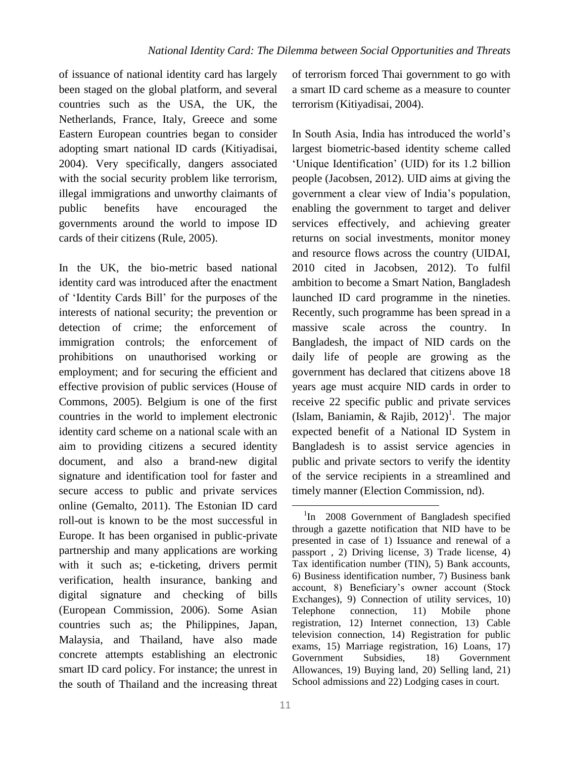of issuance of national identity card has largely been staged on the global platform, and several countries such as the USA, the UK, the Netherlands, France, Italy, Greece and some Eastern European countries began to consider adopting smart national ID cards (Kitiyadisai, 2004). Very specifically, dangers associated with the social security problem like terrorism, illegal immigrations and unworthy claimants of public benefits have encouraged the governments around the world to impose ID cards of their citizens (Rule, 2005).

In the UK, the bio-metric based national identity card was introduced after the enactment of 'Identity Cards Bill' for the purposes of the interests of national security; the prevention or detection of crime; the enforcement of immigration controls; the enforcement of prohibitions on unauthorised working or employment; and for securing the efficient and effective provision of public services (House of Commons, 2005). Belgium is one of the first countries in the world to implement electronic identity card scheme on a national scale with an aim to providing citizens a secured identity document, and also a brand-new digital signature and identification tool for faster and secure access to public and private services online (Gemalto, 2011). The Estonian ID card roll-out is known to be the most successful in Europe. It has been organised in public-private partnership and many applications are working with it such as; e-ticketing, drivers permit verification, health insurance, banking and digital signature and checking of bills (European Commission, 2006). Some Asian countries such as; the Philippines, Japan, Malaysia, and Thailand, have also made concrete attempts establishing an electronic smart ID card policy. For instance; the unrest in the south of Thailand and the increasing threat of terrorism forced Thai government to go with a smart ID card scheme as a measure to counter terrorism (Kitiyadisai, 2004).

In South Asia, India has introduced the world's largest biometric-based identity scheme called 'Unique Identification' (UID) for its 1.2 billion people (Jacobsen, 2012). UID aims at giving the government a clear view of India's population, enabling the government to target and deliver services effectively, and achieving greater returns on social investments, monitor money and resource flows across the country (UIDAI, 2010 cited in Jacobsen, 2012). To fulfil ambition to become a Smart Nation, Bangladesh launched ID card programme in the nineties. Recently, such programme has been spread in a massive scale across the country. In Bangladesh, the impact of NID cards on the daily life of people are growing as the government has declared that citizens above 18 years age must acquire NID cards in order to receive 22 specific public and private services (Islam, Baniamin, & Rajib, 2012)[1]. The major expected benefit of a National ID System in Bangladesh is to assist service agencies in public and private sectors to verify the identity of the service recipients in a streamlined and timely manner (Election Commission, nd).

---

[1] In 2008 Government of Bangladesh specified through a gazette notification that NID have to be presented in case of 1) Issuance and renewal of a passport , 2) Driving license, 3) Trade license, 4) Tax identification number (TIN), 5) Bank accounts, 6) Business identification number, 7) Business bank account, 8) Beneficiary's owner account (Stock Exchanges), 9) Connection of utility services, 10) Telephone connection, 11) Mobile phone registration, 12) Internet connection, 13) Cable television connection, 14) Registration for public exams, 15) Marriage registration, 16) Loans, 17) Government Subsidies, 18) Government Allowances, 19) Buying land, 20) Selling land, 21) School admissions and 22) Lodging cases in court.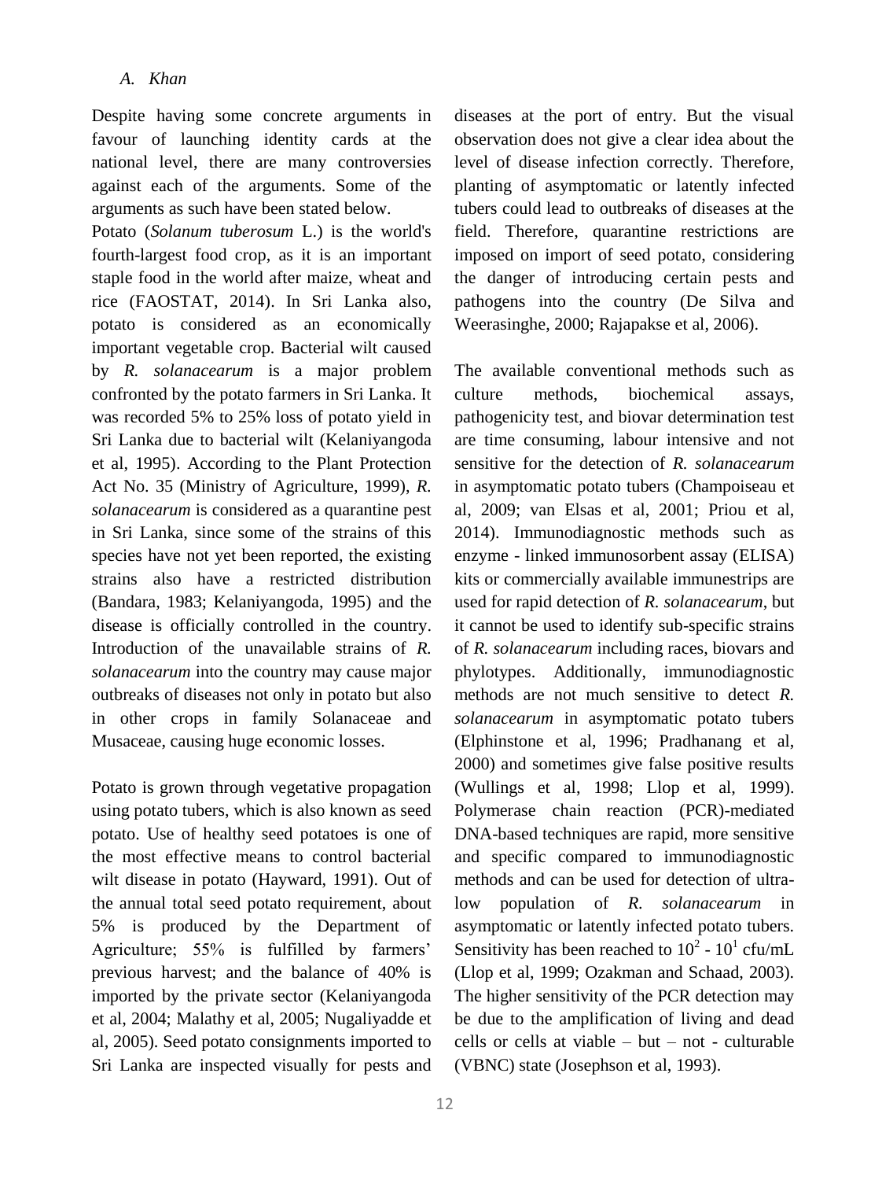*A. Khan*

Despite having some concrete arguments in favour of launching identity cards at the national level, there are many controversies against each of the arguments. Some of the arguments as such have been stated below.

Potato (*Solanum tuberosum* L.) is the world's fourth-largest food crop, as it is an important staple food in the world after maize, wheat and rice (FAOSTAT, 2014). In Sri Lanka also, potato is considered as an economically important vegetable crop. Bacterial wilt caused by *R. solanacearum* is a major problem confronted by the potato farmers in Sri Lanka. It was recorded 5% to 25% loss of potato yield in Sri Lanka due to bacterial wilt (Kelaniyangoda et al, 1995). According to the Plant Protection Act No. 35 (Ministry of Agriculture, 1999), *R. solanacearum* is considered as a quarantine pest in Sri Lanka, since some of the strains of this species have not yet been reported, the existing strains also have a restricted distribution (Bandara, 1983; Kelaniyangoda, 1995) and the disease is officially controlled in the country. Introduction of the unavailable strains of *R. solanacearum* into the country may cause major outbreaks of diseases not only in potato but also in other crops in family Solanaceae and Musaceae, causing huge economic losses.

Potato is grown through vegetative propagation using potato tubers, which is also known as seed potato. Use of healthy seed potatoes is one of the most effective means to control bacterial wilt disease in potato (Hayward, 1991). Out of the annual total seed potato requirement, about 5% is produced by the Department of Agriculture; 55% is fulfilled by farmers' previous harvest; and the balance of 40% is imported by the private sector (Kelaniyangoda et al, 2004; Malathy et al, 2005; Nugaliyadde et al, 2005). Seed potato consignments imported to Sri Lanka are inspected visually for pests and diseases at the port of entry. But the visual observation does not give a clear idea about the level of disease infection correctly. Therefore, planting of asymptomatic or latently infected tubers could lead to outbreaks of diseases at the field. Therefore, quarantine restrictions are imposed on import of seed potato, considering the danger of introducing certain pests and pathogens into the country (De Silva and Weerasinghe, 2000; Rajapakse et al, 2006).

The available conventional methods such as culture methods, biochemical assays, pathogenicity test, and biovar determination test are time consuming, labour intensive and not sensitive for the detection of *R. solanacearum* in asymptomatic potato tubers (Champoiseau et al, 2009; van Elsas et al, 2001; Priou et al, 2014). Immunodiagnostic methods such as enzyme - linked immunosorbent assay (ELISA) kits or commercially available immunestrips are used for rapid detection of *R. solanacearum*, but it cannot be used to identify sub-specific strains of *R. solanacearum* including races, biovars and phylotypes. Additionally, immunodiagnostic methods are not much sensitive to detect *R. solanacearum* in asymptomatic potato tubers (Elphinstone et al, 1996; Pradhanang et al, 2000) and sometimes give false positive results (Wullings et al, 1998; Llop et al, 1999). Polymerase chain reaction (PCR)-mediated DNA-based techniques are rapid, more sensitive and specific compared to immunodiagnostic methods and can be used for detection of ultra-low population of *R. solanacearum* in asymptomatic or latently infected potato tubers. Sensitivity has been reached to $10^2$ - $10^1$ cfu/mL (Llop et al, 1999; Ozakman and Schaad, 2003). The higher sensitivity of the PCR detection may be due to the amplification of living and dead cells or cells at viable – but – not - culturable (VBNC) state (Josephson et al, 1993).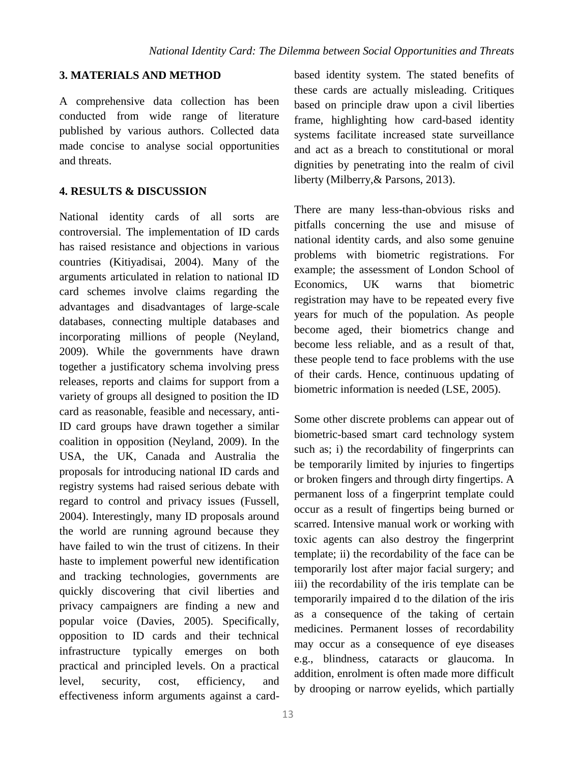## 3. MATERIALS AND METHOD

A comprehensive data collection has been conducted from wide range of literature published by various authors. Collected data made concise to analyse social opportunities and threats.

## 4. RESULTS & DISCUSSION

National identity cards of all sorts are controversial. The implementation of ID cards has raised resistance and objections in various countries (Kitiyadisai, 2004). Many of the arguments articulated in relation to national ID card schemes involve claims regarding the advantages and disadvantages of large-scale databases, connecting multiple databases and incorporating millions of people (Neyland, 2009). While the governments have drawn together a justificatory schema involving press releases, reports and claims for support from a variety of groups all designed to position the ID card as reasonable, feasible and necessary, anti-ID card groups have drawn together a similar coalition in opposition (Neyland, 2009). In the USA, the UK, Canada and Australia the proposals for introducing national ID cards and registry systems had raised serious debate with regard to control and privacy issues (Fussell, 2004). Interestingly, many ID proposals around the world are running aground because they have failed to win the trust of citizens. In their haste to implement powerful new identification and tracking technologies, governments are quickly discovering that civil liberties and privacy campaigners are finding a new and popular voice (Davies, 2005). Specifically, opposition to ID cards and their technical infrastructure typically emerges on both practical and principled levels. On a practical level, security, cost, efficiency, and effectiveness inform arguments against a card-based identity system. The stated benefits of these cards are actually misleading. Critiques based on principle draw upon a civil liberties frame, highlighting how card-based identity systems facilitate increased state surveillance and act as a breach to constitutional or moral dignities by penetrating into the realm of civil liberty (Milberry,& Parsons, 2013).

There are many less-than-obvious risks and pitfalls concerning the use and misuse of national identity cards, and also some genuine problems with biometric registrations. For example; the assessment of London School of Economics, UK warns that biometric registration may have to be repeated every five years for much of the population. As people become aged, their biometrics change and become less reliable, and as a result of that, these people tend to face problems with the use of their cards. Hence, continuous updating of biometric information is needed (LSE, 2005).

Some other discrete problems can appear out of biometric-based smart card technology system such as; i) the recordability of fingerprints can be temporarily limited by injuries to fingertips or broken fingers and through dirty fingertips. A permanent loss of a fingerprint template could occur as a result of fingertips being burned or scarred. Intensive manual work or working with toxic agents can also destroy the fingerprint template; ii) the recordability of the face can be temporarily lost after major facial surgery; and iii) the recordability of the iris template can be temporarily impaired d to the dilation of the iris as a consequence of the taking of certain medicines. Permanent losses of recordability may occur as a consequence of eye diseases e.g., blindness, cataracts or glaucoma. In addition, enrolment is often made more difficult by drooping or narrow eyelids, which partially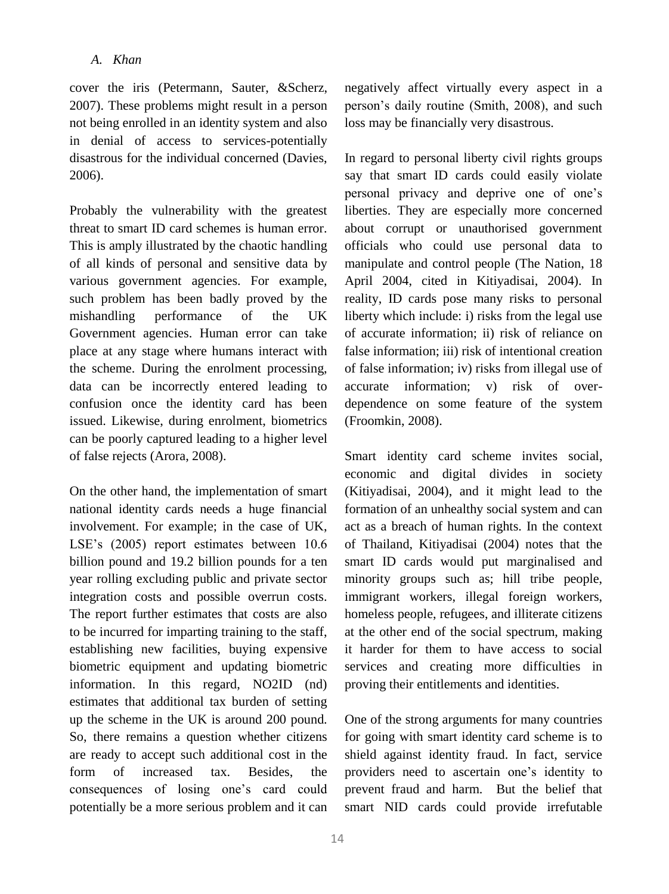cover the iris (Petermann, Sauter, &Scherz, 2007). These problems might result in a person not being enrolled in an identity system and also in denial of access to services-potentially disastrous for the individual concerned (Davies, 2006).

Probably the vulnerability with the greatest threat to smart ID card schemes is human error. This is amply illustrated by the chaotic handling of all kinds of personal and sensitive data by various government agencies. For example, such problem has been badly proved by the mishandling performance of the UK Government agencies. Human error can take place at any stage where humans interact with the scheme. During the enrolment processing, data can be incorrectly entered leading to confusion once the identity card has been issued. Likewise, during enrolment, biometrics can be poorly captured leading to a higher level of false rejects (Arora, 2008).

On the other hand, the implementation of smart national identity cards needs a huge financial involvement. For example; in the case of UK, LSE's (2005) report estimates between 10.6 billion pound and 19.2 billion pounds for a ten year rolling excluding public and private sector integration costs and possible overrun costs. The report further estimates that costs are also to be incurred for imparting training to the staff, establishing new facilities, buying expensive biometric equipment and updating biometric information. In this regard, NO2ID (nd) estimates that additional tax burden of setting up the scheme in the UK is around 200 pound. So, there remains a question whether citizens are ready to accept such additional cost in the form of increased tax. Besides, the consequences of losing one's card could potentially be a more serious problem and it can negatively affect virtually every aspect in a person's daily routine (Smith, 2008), and such loss may be financially very disastrous.

In regard to personal liberty civil rights groups say that smart ID cards could easily violate personal privacy and deprive one of one's liberties. They are especially more concerned about corrupt or unauthorised government officials who could use personal data to manipulate and control people (The Nation, 18 April 2004, cited in Kitiyadisai, 2004). In reality, ID cards pose many risks to personal liberty which include: i) risks from the legal use of accurate information; ii) risk of reliance on false information; iii) risk of intentional creation of false information; iv) risks from illegal use of accurate information; v) risk of over-dependence on some feature of the system (Froomkin, 2008).

Smart identity card scheme invites social, economic and digital divides in society (Kitiyadisai, 2004), and it might lead to the formation of an unhealthy social system and can act as a breach of human rights. In the context of Thailand, Kitiyadisai (2004) notes that the smart ID cards would put marginalised and minority groups such as; hill tribe people, immigrant workers, illegal foreign workers, homeless people, refugees, and illiterate citizens at the other end of the social spectrum, making it harder for them to have access to social services and creating more difficulties in proving their entitlements and identities.

One of the strong arguments for many countries for going with smart identity card scheme is to shield against identity fraud. In fact, service providers need to ascertain one's identity to prevent fraud and harm. But the belief that smart NID cards could provide irrefutable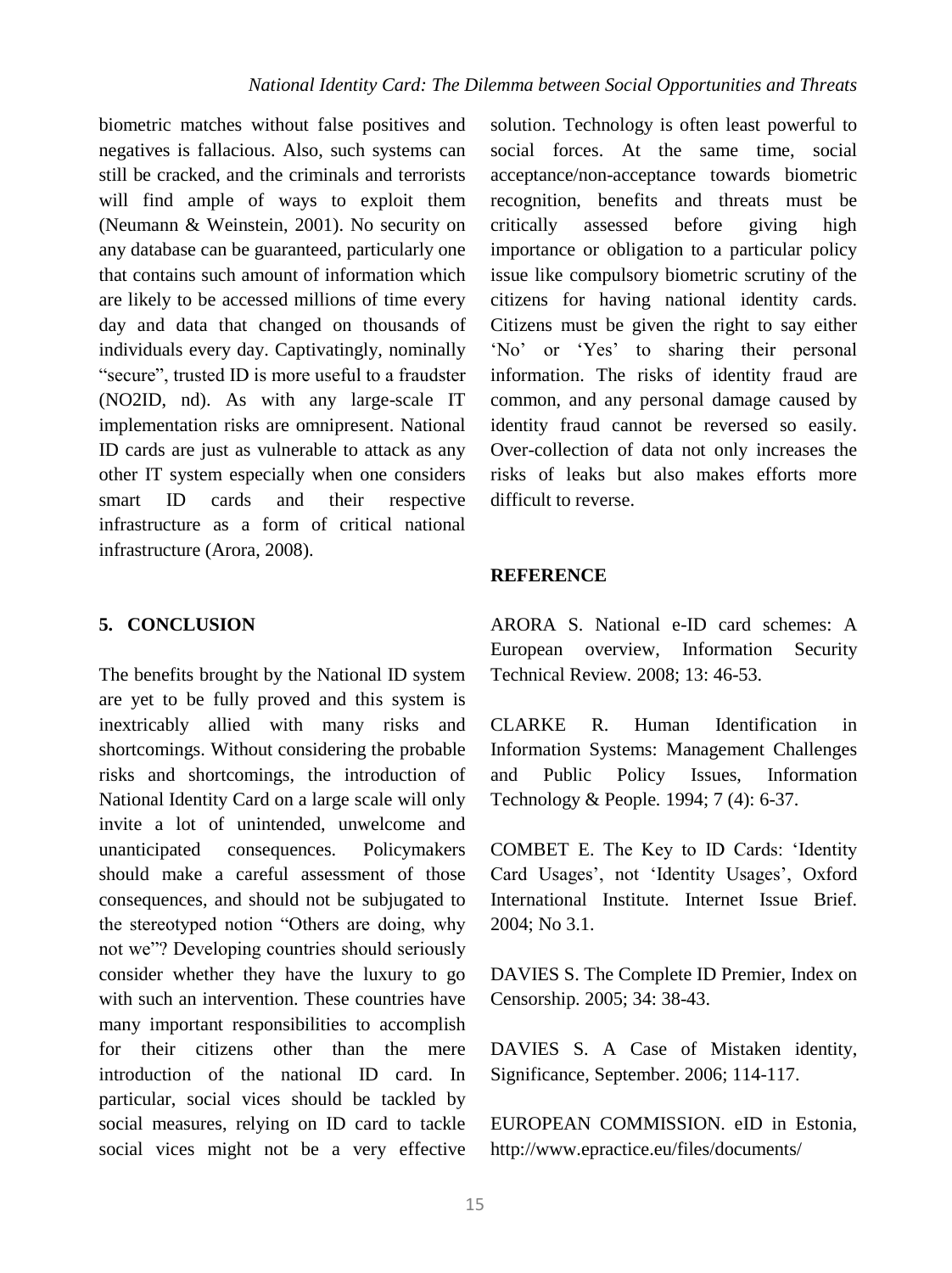biometric matches without false positives and negatives is fallacious. Also, such systems can still be cracked, and the criminals and terrorists will find ample of ways to exploit them (Neumann & Weinstein, 2001). No security on any database can be guaranteed, particularly one that contains such amount of information which are likely to be accessed millions of time every day and data that changed on thousands of individuals every day. Captivatingly, nominally "secure", trusted ID is more useful to a fraudster (NO2ID, nd). As with any large-scale IT implementation risks are omnipresent. National ID cards are just as vulnerable to attack as any other IT system especially when one considers smart ID cards and their respective infrastructure as a form of critical national infrastructure (Arora, 2008).

## 5. CONCLUSION

The benefits brought by the National ID system are yet to be fully proved and this system is inextricably allied with many risks and shortcomings. Without considering the probable risks and shortcomings, the introduction of National Identity Card on a large scale will only invite a lot of unintended, unwelcome and unanticipated consequences. Policymakers should make a careful assessment of those consequences, and should not be subjugated to the stereotyped notion "Others are doing, why not we"? Developing countries should seriously consider whether they have the luxury to go with such an intervention. These countries have many important responsibilities to accomplish for their citizens other than the mere introduction of the national ID card. In particular, social vices should be tackled by social measures, relying on ID card to tackle social vices might not be a very effective solution. Technology is often least powerful to social forces. At the same time, social acceptance/non-acceptance towards biometric recognition, benefits and threats must be critically assessed before giving high importance or obligation to a particular policy issue like compulsory biometric scrutiny of the citizens for having national identity cards. Citizens must be given the right to say either 'No' or 'Yes' to sharing their personal information. The risks of identity fraud are common, and any personal damage caused by identity fraud cannot be reversed so easily. Over-collection of data not only increases the risks of leaks but also makes efforts more difficult to reverse.

## REFERENCE

ARORA S. National e-ID card schemes: A European overview, Information Security Technical Review. 2008; 13: 46-53.

CLARKE R. Human Identification in Information Systems: Management Challenges and Public Policy Issues, Information Technology & People. 1994; 7 (4): 6-37.

COMBET E. The Key to ID Cards: 'Identity Card Usages', not 'Identity Usages', Oxford International Institute. Internet Issue Brief. 2004; No 3.1.

DAVIES S. The Complete ID Premier, Index on Censorship. 2005; 34: 38-43.

DAVIES S. A Case of Mistaken identity, Significance, September. 2006; 114-117.

EUROPEAN COMMISSION. eID in Estonia, http://www.epractice.eu/files/documents/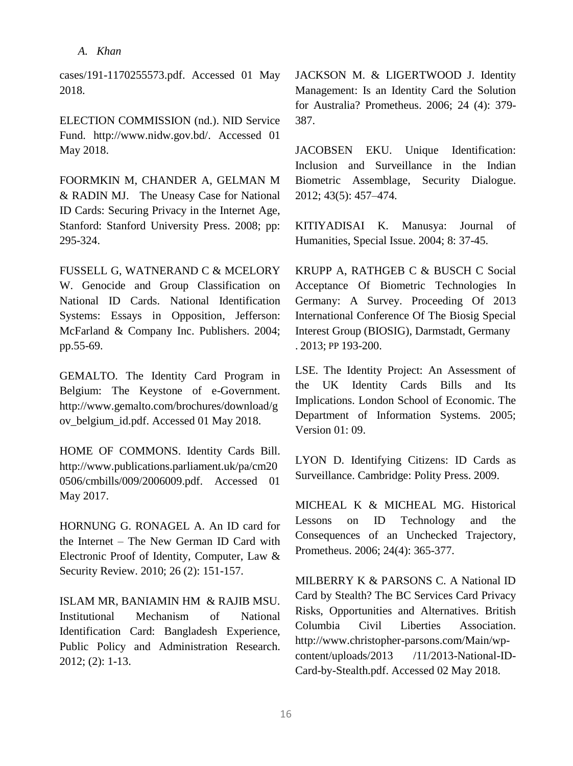cases/191-1170255573.pdf. Accessed 01 May 2018.

ELECTION COMMISSION (nd.). NID Service Fund. http://www.nidw.gov.bd/. Accessed 01 May 2018.

FOORMKIN M, CHANDER A, GELMAN M & RADIN MJ. The Uneasy Case for National ID Cards: Securing Privacy in the Internet Age, Stanford: Stanford University Press. 2008; pp: 295-324.

FUSSELL G, WATNERAND C & MCELORY W. Genocide and Group Classification on National ID Cards. National Identification Systems: Essays in Opposition, Jefferson: McFarland & Company Inc. Publishers. 2004; pp.55-69.

GEMALTO. The Identity Card Program in Belgium: The Keystone of e-Government. http://www.gemalto.com/brochures/download/gov_belgium_id.pdf. Accessed 01 May 2018.

HOME OF COMMONS. Identity Cards Bill. http://www.publications.parliament.uk/pa/cm200506/cmbills/009/2006009.pdf. Accessed 01 May 2017.

HORNUNG G. RONAGEL A. An ID card for the Internet – The New German ID Card with Electronic Proof of Identity, Computer, Law & Security Review. 2010; 26 (2): 151-157.

ISLAM MR, BANIAMIN HM & RAJIB MSU. Institutional Mechanism of National Identification Card: Bangladesh Experience, Public Policy and Administration Research. 2012; (2): 1-13.

JACKSON M. & LIGERTWOOD J. Identity Management: Is an Identity Card the Solution for Australia? Prometheus. 2006; 24 (4): 379-387.

JACOBSEN EKU. Unique Identification: Inclusion and Surveillance in the Indian Biometric Assemblage, Security Dialogue. 2012; 43(5): 457–474.

KITIYADISAI K. Manusya: Journal of Humanities, Special Issue. 2004; 8: 37-45.

KRUPP A, RATHGEB C & BUSCH C Social Acceptance Of Biometric Technologies In Germany: A Survey. Proceeding Of 2013 International Conference Of The Biosig Special Interest Group (BIOSIG), Darmstadt, Germany . 2013; PP 193-200.

LSE. The Identity Project: An Assessment of the UK Identity Cards Bills and Its Implications. London School of Economic. The Department of Information Systems. 2005; Version 01: 09.

LYON D. Identifying Citizens: ID Cards as Surveillance. Cambridge: Polity Press. 2009.

MICHEAL K & MICHEAL MG. Historical Lessons on ID Technology and the Consequences of an Unchecked Trajectory, Prometheus. 2006; 24(4): 365-377.

MILBERRY K & PARSONS C. A National ID Card by Stealth? The BC Services Card Privacy Risks, Opportunities and Alternatives. British Columbia Civil Liberties Association. http://www.christopher-parsons.com/Main/wp-content/uploads/2013 /11/2013-National-ID-Card-by-Stealth.pdf. Accessed 02 May 2018.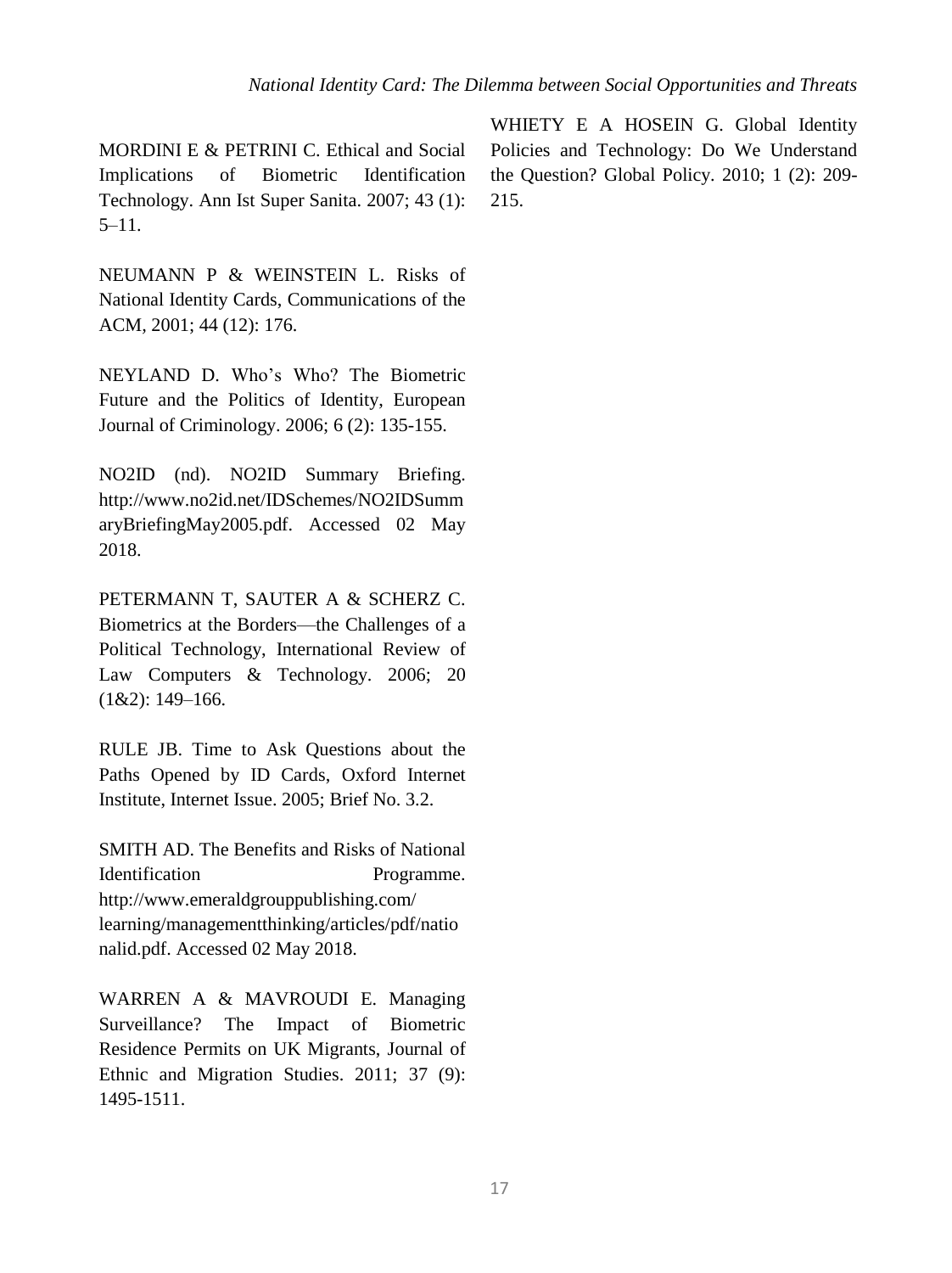MORDINI E & PETRINI C. Ethical and Social Implications of Biometric Identification Technology. Ann Ist Super Sanita. 2007; 43 (1): 5–11.

NEUMANN P & WEINSTEIN L. Risks of National Identity Cards, Communications of the ACM, 2001; 44 (12): 176.

NEYLAND D. Who's Who? The Biometric Future and the Politics of Identity, European Journal of Criminology. 2006; 6 (2): 135-155.

NO2ID (nd). NO2ID Summary Briefing. http://www.no2id.net/IDSchemes/NO2IDSummaryBriefingMay2005.pdf. Accessed 02 May 2018.

PETERMANN T, SAUTER A & SCHERZ C. Biometrics at the Borders—the Challenges of a Political Technology, International Review of Law Computers & Technology. 2006; 20 (1&2): 149–166.

RULE JB. Time to Ask Questions about the Paths Opened by ID Cards, Oxford Internet Institute, Internet Issue. 2005; Brief No. 3.2.

SMITH AD. The Benefits and Risks of National Identification Programme. http://www.emeraldgrouppublishing.com/learning/managementthinking/articles/pdf/nationalid.pdf. Accessed 02 May 2018.

WARREN A & MAVROUDI E. Managing Surveillance? The Impact of Biometric Residence Permits on UK Migrants, Journal of Ethnic and Migration Studies. 2011; 37 (9): 1495-1511.

WHIETY E A HOSEIN G. Global Identity Policies and Technology: Do We Understand the Question? Global Policy. 2010; 1 (2): 209-215.